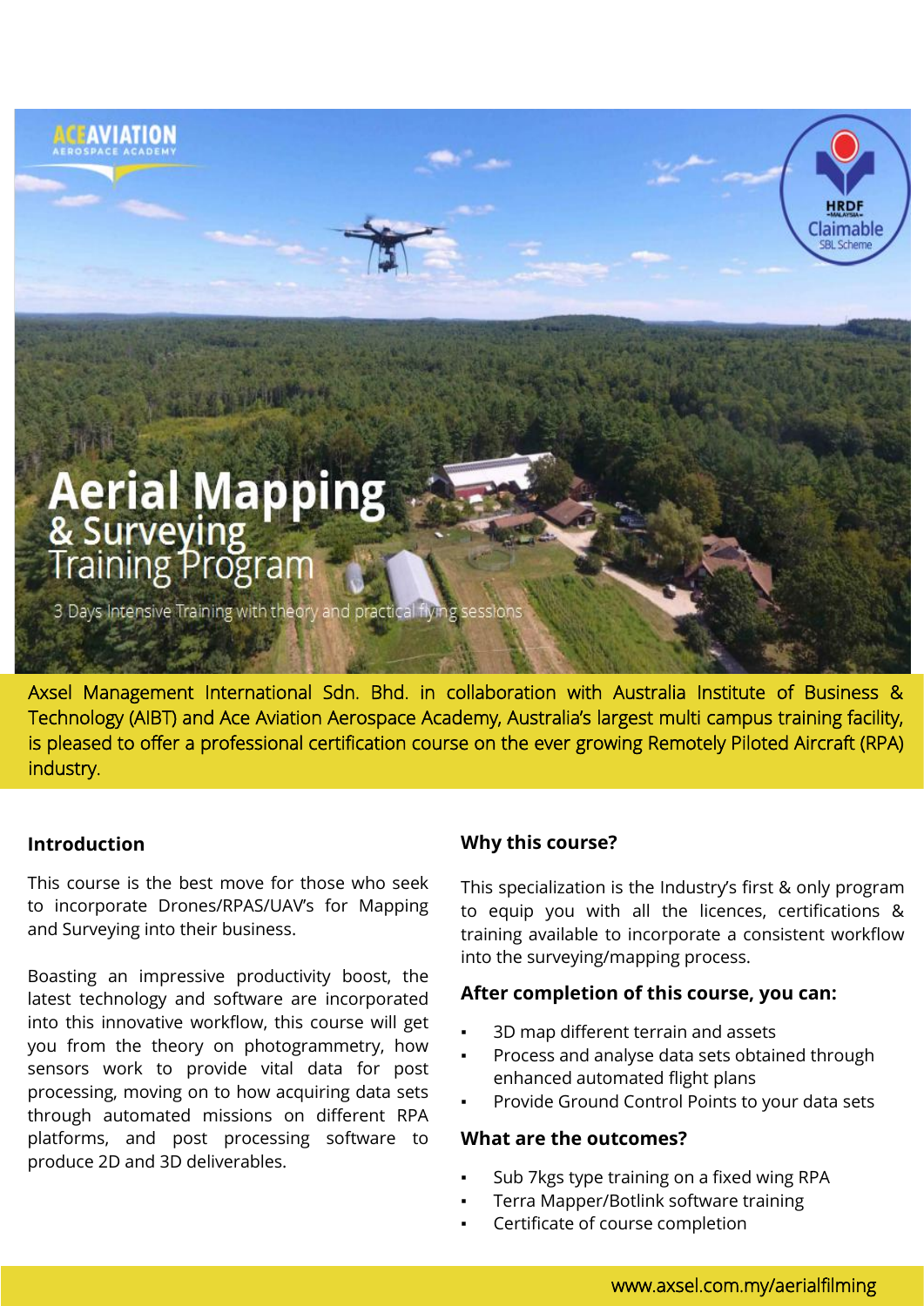ACEAVIATION
AEROSPACE ACADEMY

HRDF MALAYSIA Claimable SBL Scheme

# Aerial Mapping & Surveying Training Program

3 Days Intensive Training with theory and practical flying sessions

Axsel Management International Sdn. Bhd. in collaboration with Australia Institute of Business & Technology (AIBT) and Ace Aviation Aerospace Academy, Australia's largest multi campus training facility, is pleased to offer a professional certification course on the ever growing Remotely Piloted Aircraft (RPA) industry.

## Introduction

This course is the best move for those who seek to incorporate Drones/RPAS/UAV's for Mapping and Surveying into their business.

Boasting an impressive productivity boost, the latest technology and software are incorporated into this innovative workflow, this course will get you from the theory on photogrammetry, how sensors work to provide vital data for post processing, moving on to how acquiring data sets through automated missions on different RPA platforms, and post processing software to produce 2D and 3D deliverables.

## Why this course?

This specialization is the Industry's first & only program to equip you with all the licences, certifications & training available to incorporate a consistent workflow into the surveying/mapping process.

## After completion of this course, you can:

- 3D map different terrain and assets
- Process and analyse data sets obtained through enhanced automated flight plans
- Provide Ground Control Points to your data sets

## What are the outcomes?

- Sub 7kgs type training on a fixed wing RPA
- Terra Mapper/Botlink software training
- Certificate of course completion

www.axsel.com.my/aerialfilming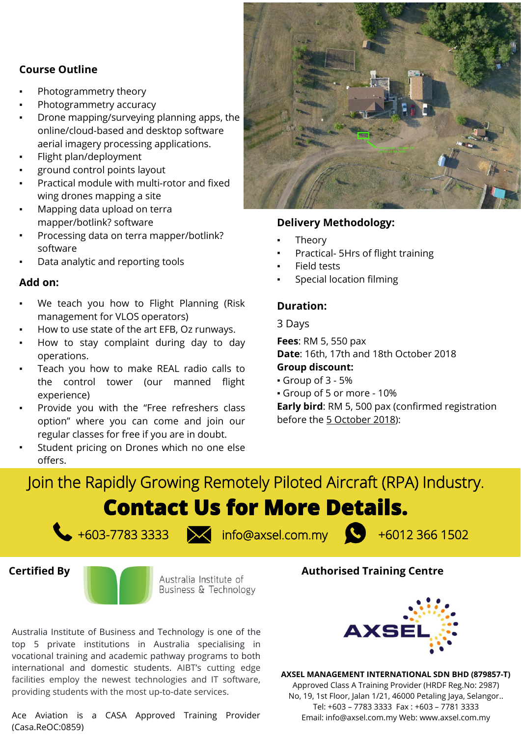## Course Outline

- Photogrammetry theory
- Photogrammetry accuracy
- Drone mapping/surveying planning apps, the online/cloud-based and desktop software aerial imagery processing applications.
- Flight plan/deployment
- ground control points layout
- Practical module with multi-rotor and fixed wing drones mapping a site
- Mapping data upload on terra mapper/botlink? software
- Processing data on terra mapper/botlink? software
- Data analytic and reporting tools

## Add on:

- We teach you how to Flight Planning (Risk management for VLOS operators)
- How to use state of the art EFB, Oz runways.
- How to stay complaint during day to day operations.
- Teach you how to make REAL radio calls to the control tower (our manned flight experience)
- Provide you with the "Free refreshers class option" where you can come and join our regular classes for free if you are in doubt.
- Student pricing on Drones which no one else offers.

## Delivery Methodology:

- Theory
- Practical- 5Hrs of flight training
- Field tests
- Special location filming

## Duration:

3 Days

**Fees**: RM 5, 550 pax
**Date**: 16th, 17th and 18th October 2018
**Group discount:**
- Group of 3 - 5%
- Group of 5 or more - 10%

**Early bird**: RM 5, 500 pax (confirmed registration before the 5 October 2018):

Join the Rapidly Growing Remotely Piloted Aircraft (RPA) Industry.

# Contact Us for More Details.

+603-7783 3333 info@axsel.com.my +6012 366 1502

**Certified By**

Australia Institute of Business & Technology

Australia Institute of Business and Technology is one of the top 5 private institutions in Australia specialising in vocational training and academic pathway programs to both international and domestic students. AIBT's cutting edge facilities employ the newest technologies and IT software, providing students with the most up-to-date services.

Ace Aviation is a CASA Approved Training Provider (Casa.ReOC:0859)

**Authorised Training Centre**

AXSEL

**AXSEL MANAGEMENT INTERNATIONAL SDN BHD (879857-T)**
Approved Class A Training Provider (HRDF Reg.No: 2987)
No, 19, 1st Floor, Jalan 1/21, 46000 Petaling Jaya, Selangor..
Tel: +603 – 7783 3333 Fax : +603 – 7781 3333
Email: info@axsel.com.my Web: www.axsel.com.my